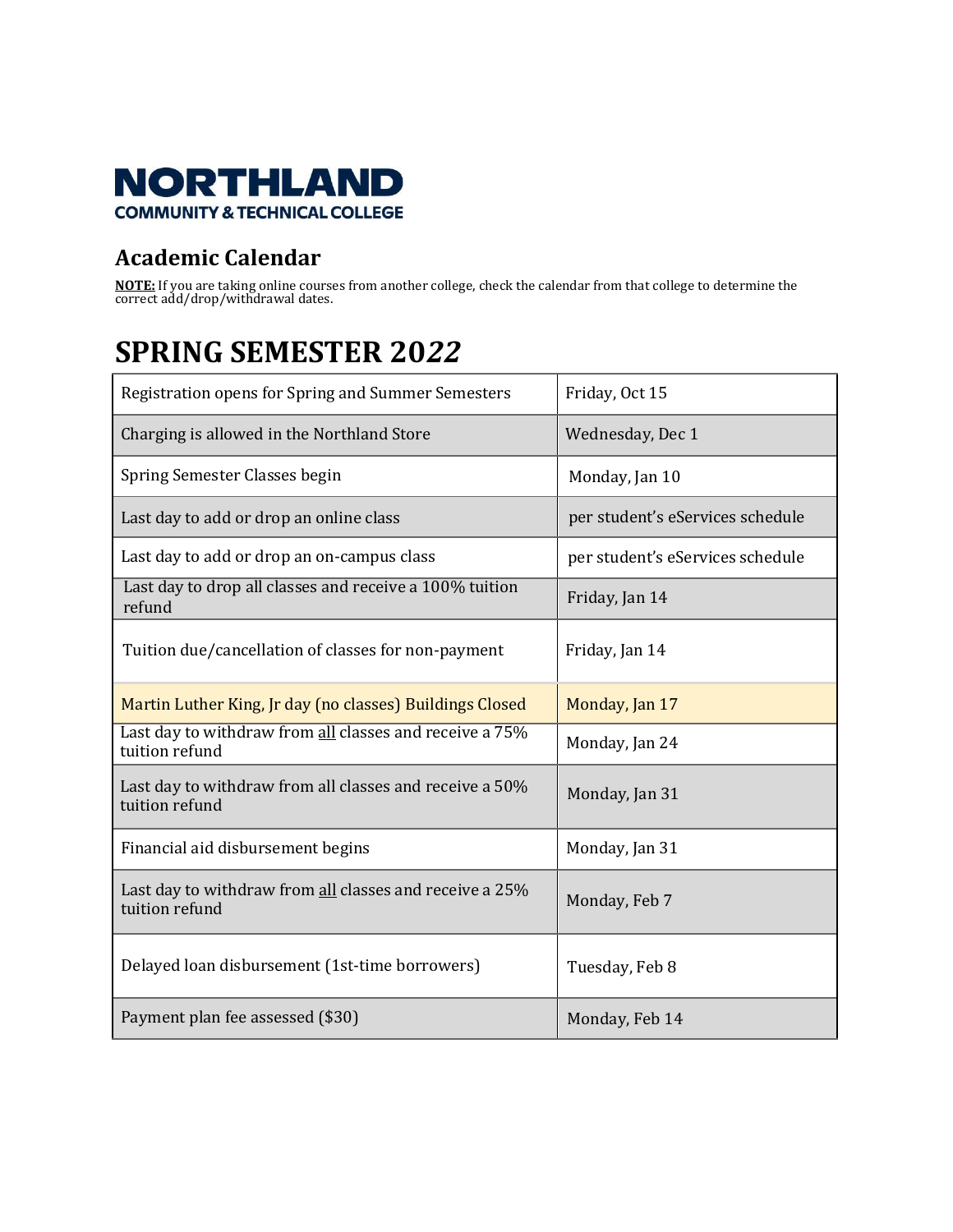# NORTHLAND
COMMUNITY & TECHNICAL COLLEGE

## Academic Calendar

**NOTE:** If you are taking online courses from another college, check the calendar from that college to determine the correct add/drop/withdrawal dates.

# SPRING SEMESTER 2022

| | |
|---|---|
| Registration opens for Spring and Summer Semesters | Friday, Oct 15 |
| Charging is allowed in the Northland Store | Wednesday, Dec 1 |
| Spring Semester Classes begin | Monday, Jan 10 |
| Last day to add or drop an online class | per student's eServices schedule |
| Last day to add or drop an on-campus class | per student's eServices schedule |
| Last day to drop all classes and receive a 100% tuition refund | Friday, Jan 14 |
| Tuition due/cancellation of classes for non-payment | Friday, Jan 14 |
| Martin Luther King, Jr day (no classes) Buildings Closed | Monday, Jan 17 |
| Last day to withdraw from all classes and receive a 75% tuition refund | Monday, Jan 24 |
| Last day to withdraw from all classes and receive a 50% tuition refund | Monday, Jan 31 |
| Financial aid disbursement begins | Monday, Jan 31 |
| Last day to withdraw from all classes and receive a 25% tuition refund | Monday, Feb 7 |
| Delayed loan disbursement (1st-time borrowers) | Tuesday, Feb 8 |
| Payment plan fee assessed ($30) | Monday, Feb 14 |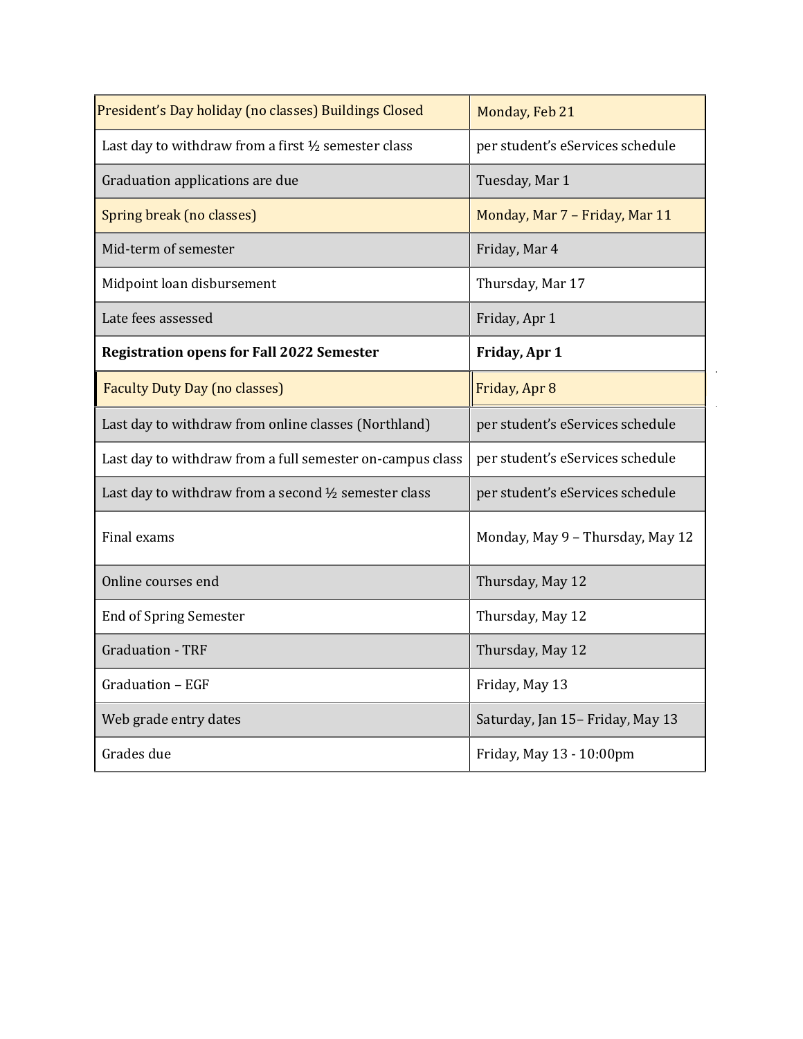| | |
|---|---|
| President's Day holiday (no classes) Buildings Closed | Monday, Feb 21 |
| Last day to withdraw from a first ½ semester class | per student's eServices schedule |
| Graduation applications are due | Tuesday, Mar 1 |
| Spring break (no classes) | Monday, Mar 7 – Friday, Mar 11 |
| Mid-term of semester | Friday, Mar 4 |
| Midpoint loan disbursement | Thursday, Mar 17 |
| Late fees assessed | Friday, Apr 1 |
| **Registration opens for Fall 2022 Semester** | **Friday, Apr 1** |
| Faculty Duty Day (no classes) | Friday, Apr 8 |
| Last day to withdraw from online classes (Northland) | per student's eServices schedule |
| Last day to withdraw from a full semester on-campus class | per student's eServices schedule |
| Last day to withdraw from a second ½ semester class | per student's eServices schedule |
| Final exams | Monday, May 9 – Thursday, May 12 |
| Online courses end | Thursday, May 12 |
| End of Spring Semester | Thursday, May 12 |
| Graduation - TRF | Thursday, May 12 |
| Graduation – EGF | Friday, May 13 |
| Web grade entry dates | Saturday, Jan 15– Friday, May 13 |
| Grades due | Friday, May 13 - 10:00pm |